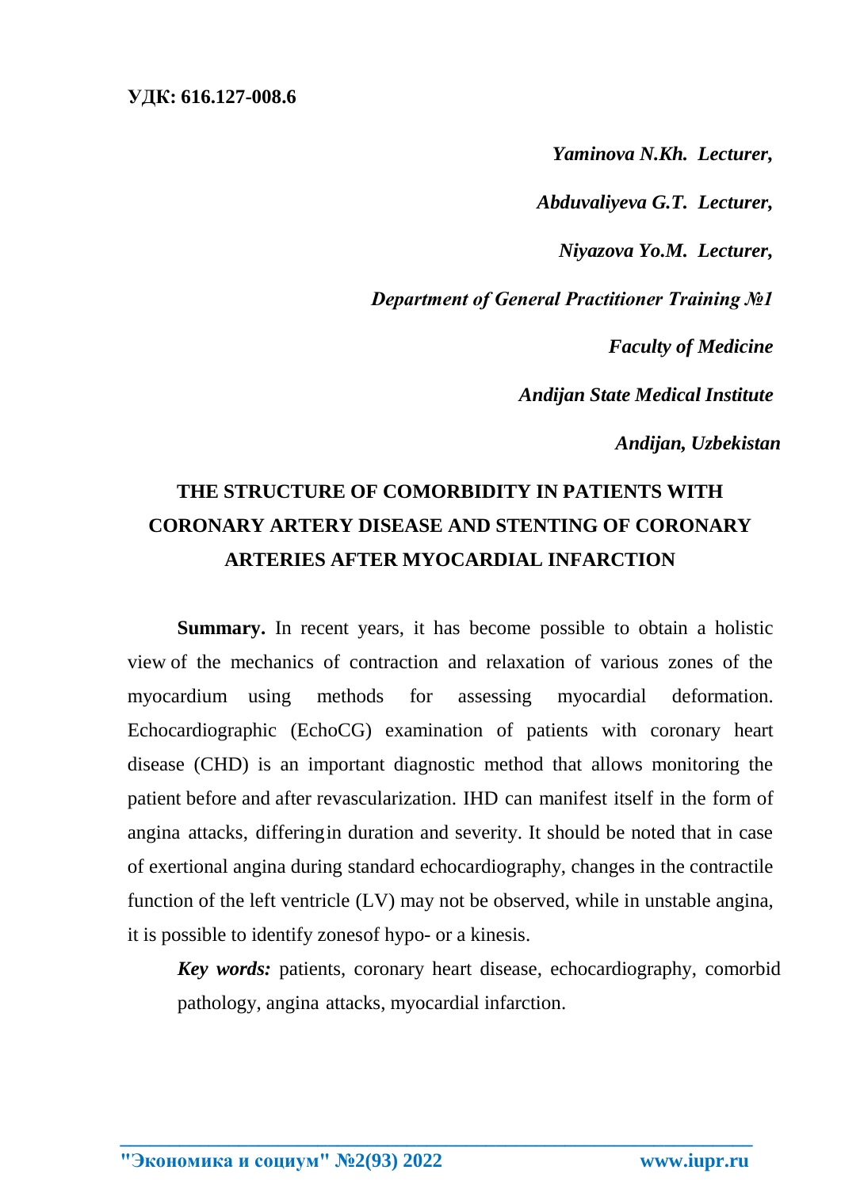**УДК: 616.127-008.6**

***Yaminova N.Kh. Lecturer,***

***Abduvaliyeva G.T. Lecturer,***

***Niyazova Yo.M. Lecturer,***

***Department of General Practitioner Training №1***

***Faculty of Medicine***

***Andijan State Medical Institute***

***Andijan, Uzbekistan***

# THE STRUCTURE OF COMORBIDITY IN PATIENTS WITH CORONARY ARTERY DISEASE AND STENTING OF CORONARY ARTERIES AFTER MYOCARDIAL INFARCTION

**Summary.** In recent years, it has become possible to obtain a holistic view of the mechanics of contraction and relaxation of various zones of the myocardium using methods for assessing myocardial deformation. Echocardiographic (EchoCG) examination of patients with coronary heart disease (CHD) is an important diagnostic method that allows monitoring the patient before and after revascularization. IHD can manifest itself in the form of angina attacks, differingin duration and severity. It should be noted that in case of exertional angina during standard echocardiography, changes in the contractile function of the left ventricle (LV) may not be observed, while in unstable angina, it is possible to identify zonesof hypo- or a kinesis.

***Key words:*** patients, coronary heart disease, echocardiography, comorbid pathology, angina attacks, myocardial infarction.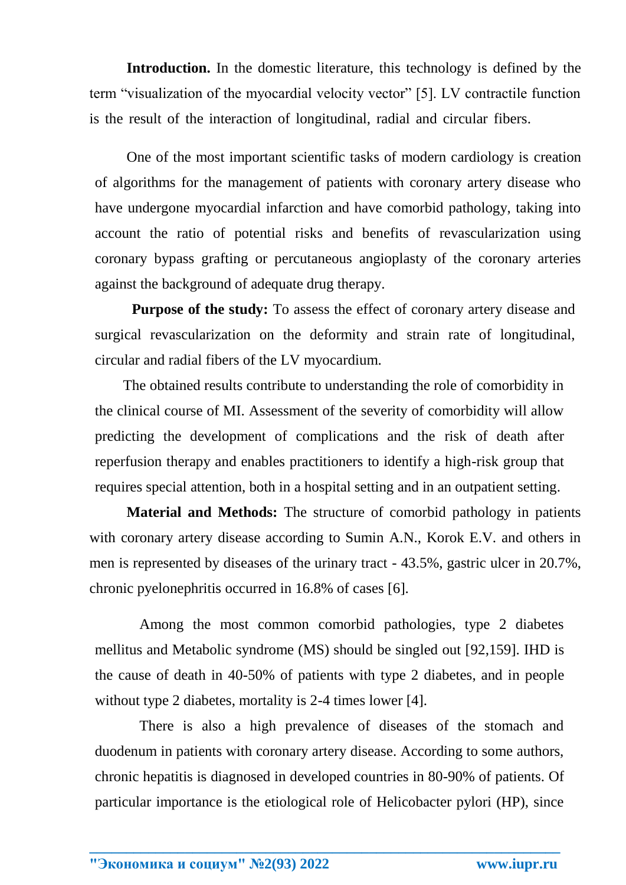**Introduction.** In the domestic literature, this technology is defined by the term “visualization of the myocardial velocity vector” [5]. LV contractile function is the result of the interaction of longitudinal, radial and circular fibers.

One of the most important scientific tasks of modern cardiology is creation of algorithms for the management of patients with coronary artery disease who have undergone myocardial infarction and have comorbid pathology, taking into account the ratio of potential risks and benefits of revascularization using coronary bypass grafting or percutaneous angioplasty of the coronary arteries against the background of adequate drug therapy.

**Purpose of the study:** To assess the effect of coronary artery disease and surgical revascularization on the deformity and strain rate of longitudinal, circular and radial fibers of the LV myocardium.

The obtained results contribute to understanding the role of comorbidity in the clinical course of MI. Assessment of the severity of comorbidity will allow predicting the development of complications and the risk of death after reperfusion therapy and enables practitioners to identify a high-risk group that requires special attention, both in a hospital setting and in an outpatient setting.

**Material and Methods:** The structure of comorbid pathology in patients with coronary artery disease according to Sumin A.N., Korok E.V. and others in men is represented by diseases of the urinary tract - 43.5%, gastric ulcer in 20.7%, chronic pyelonephritis occurred in 16.8% of cases [6].

Among the most common comorbid pathologies, type 2 diabetes mellitus and Metabolic syndrome (MS) should be singled out [92,159]. IHD is the cause of death in 40-50% of patients with type 2 diabetes, and in people without type 2 diabetes, mortality is 2-4 times lower [4].

There is also a high prevalence of diseases of the stomach and duodenum in patients with coronary artery disease. According to some authors, chronic hepatitis is diagnosed in developed countries in 80-90% of patients. Of particular importance is the etiological role of Helicobacter pylori (HP), since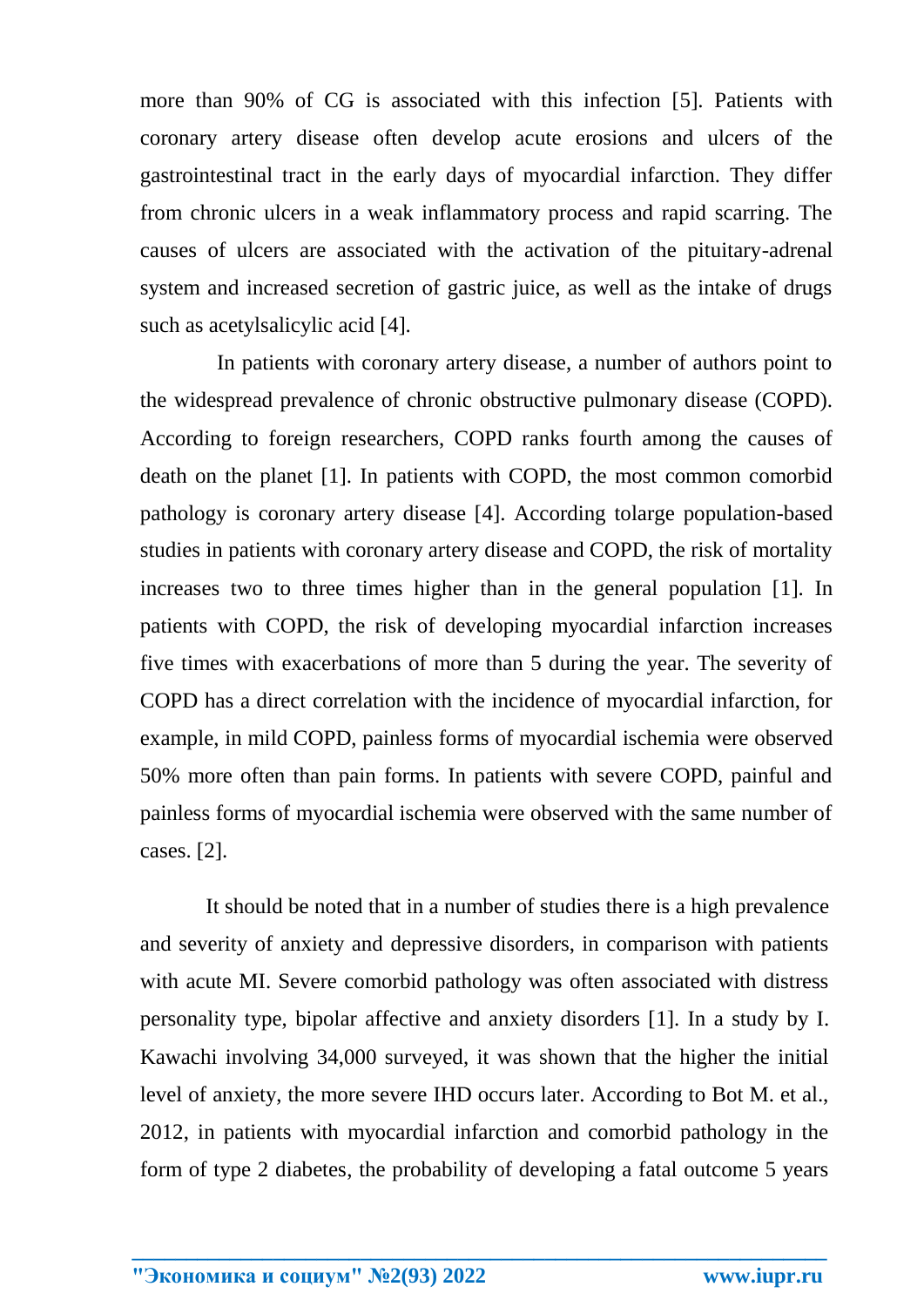more than 90% of CG is associated with this infection [5]. Patients with coronary artery disease often develop acute erosions and ulcers of the gastrointestinal tract in the early days of myocardial infarction. They differ from chronic ulcers in a weak inflammatory process and rapid scarring. The causes of ulcers are associated with the activation of the pituitary-adrenal system and increased secretion of gastric juice, as well as the intake of drugs such as acetylsalicylic acid [4].

In patients with coronary artery disease, a number of authors point to the widespread prevalence of chronic obstructive pulmonary disease (COPD). According to foreign researchers, COPD ranks fourth among the causes of death on the planet [1]. In patients with COPD, the most common comorbid pathology is coronary artery disease [4]. According tolarge population-based studies in patients with coronary artery disease and COPD, the risk of mortality increases two to three times higher than in the general population [1]. In patients with COPD, the risk of developing myocardial infarction increases five times with exacerbations of more than 5 during the year. The severity of COPD has a direct correlation with the incidence of myocardial infarction, for example, in mild COPD, painless forms of myocardial ischemia were observed 50% more often than pain forms. In patients with severe COPD, painful and painless forms of myocardial ischemia were observed with the same number of cases. [2].

It should be noted that in a number of studies there is a high prevalence and severity of anxiety and depressive disorders, in comparison with patients with acute MI. Severe comorbid pathology was often associated with distress personality type, bipolar affective and anxiety disorders [1]. In a study by I. Kawachi involving 34,000 surveyed, it was shown that the higher the initial level of anxiety, the more severe IHD occurs later. According to Bot M. et al., 2012, in patients with myocardial infarction and comorbid pathology in the form of type 2 diabetes, the probability of developing a fatal outcome 5 years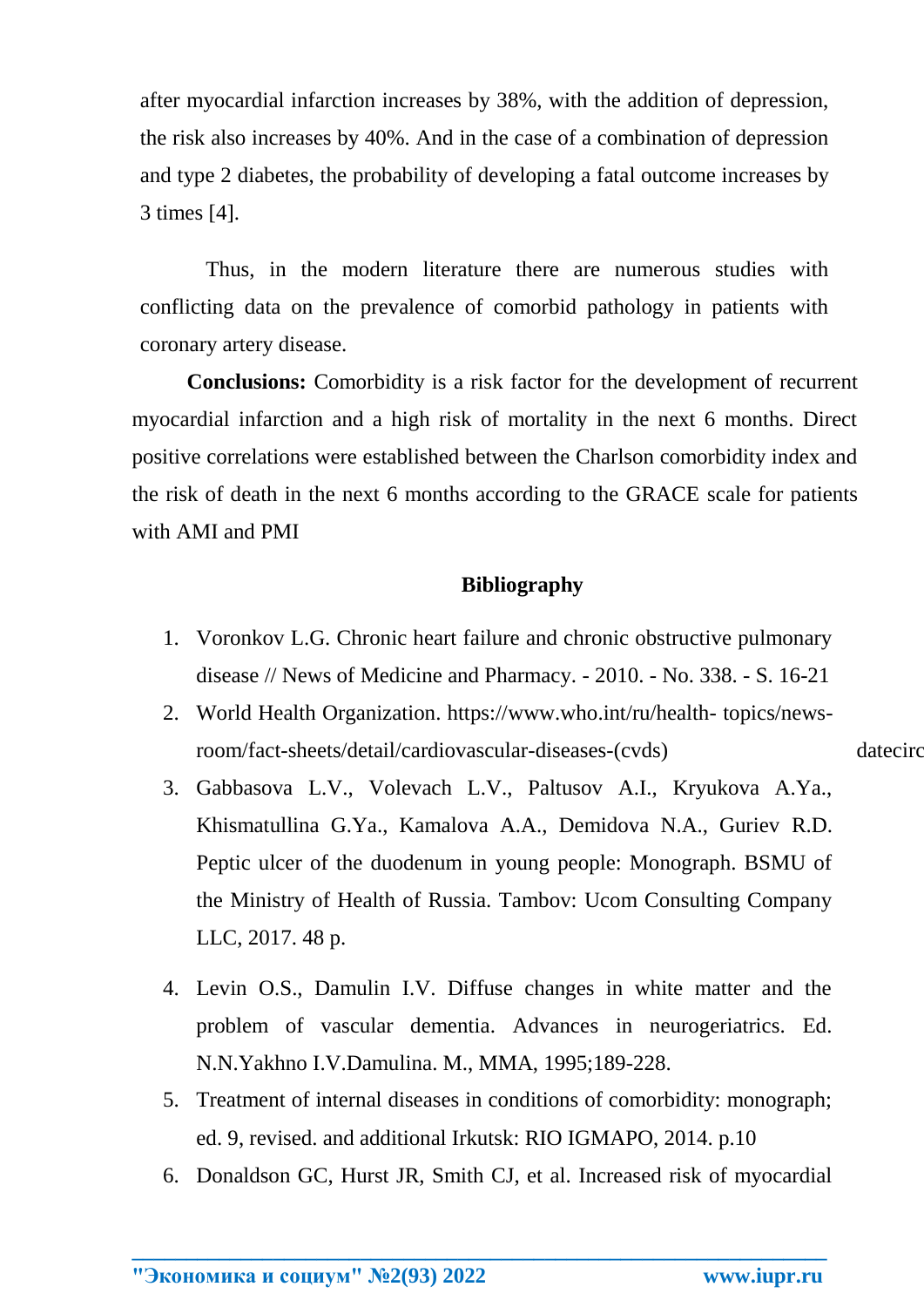after myocardial infarction increases by 38%, with the addition of depression, the risk also increases by 40%. And in the case of a combination of depression and type 2 diabetes, the probability of developing a fatal outcome increases by 3 times [4].

Thus, in the modern literature there are numerous studies with conflicting data on the prevalence of comorbid pathology in patients with coronary artery disease.

**Conclusions:** Comorbidity is a risk factor for the development of recurrent myocardial infarction and a high risk of mortality in the next 6 months. Direct positive correlations were established between the Charlson comorbidity index and the risk of death in the next 6 months according to the GRACE scale for patients with AMI and PMI

**Bibliography**

1. Voronkov L.G. Chronic heart failure and chronic obstructive pulmonary disease // News of Medicine and Pharmacy. - 2010. - No. 338. - S. 16-21
2. World Health Organization. https://www.who.int/ru/health- topics/news-room/fact-sheets/detail/cardiovascular-diseases-(cvds) datecirc
3. Gabbasova L.V., Volevach L.V., Paltusov A.I., Kryukova A.Ya., Khismatullina G.Ya., Kamalova A.A., Demidova N.A., Guriev R.D. Peptic ulcer of the duodenum in young people: Monograph. BSMU of the Ministry of Health of Russia. Tambov: Ucom Consulting Company LLC, 2017. 48 p.
4. Levin O.S., Damulin I.V. Diffuse changes in white matter and the problem of vascular dementia. Advances in neurogeriatrics. Ed. N.N.Yakhno I.V.Damulina. M., MMA, 1995;189-228.
5. Treatment of internal diseases in conditions of comorbidity: monograph; ed. 9, revised. and additional Irkutsk: RIO IGMAPO, 2014. p.10
6. Donaldson GC, Hurst JR, Smith CJ, et al. Increased risk of myocardial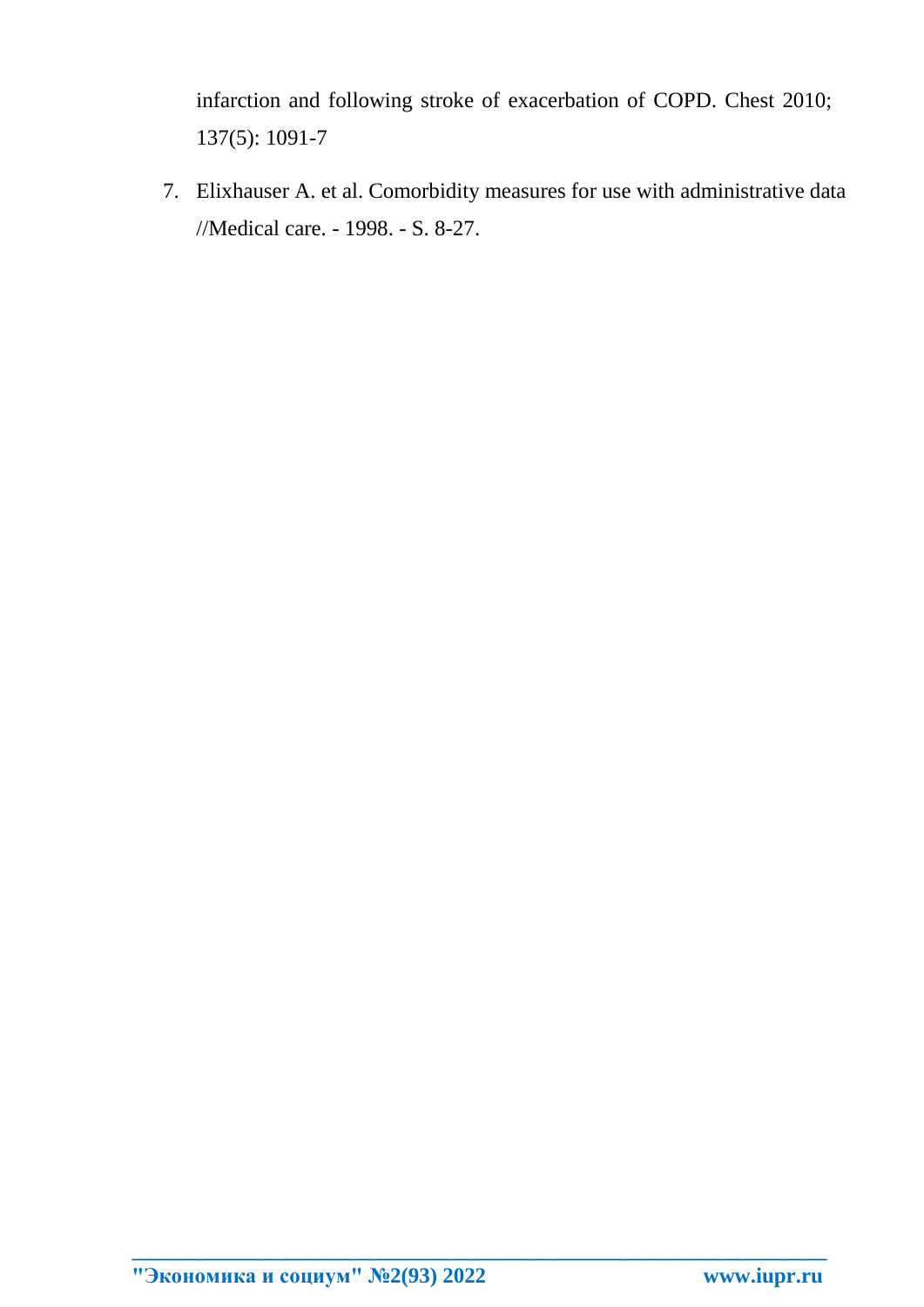infarction and following stroke of exacerbation of COPD. Chest 2010; 137(5): 1091-7

7. Elixhauser A. et al. Comorbidity measures for use with administrative data //Medical care. - 1998. - S. 8-27.